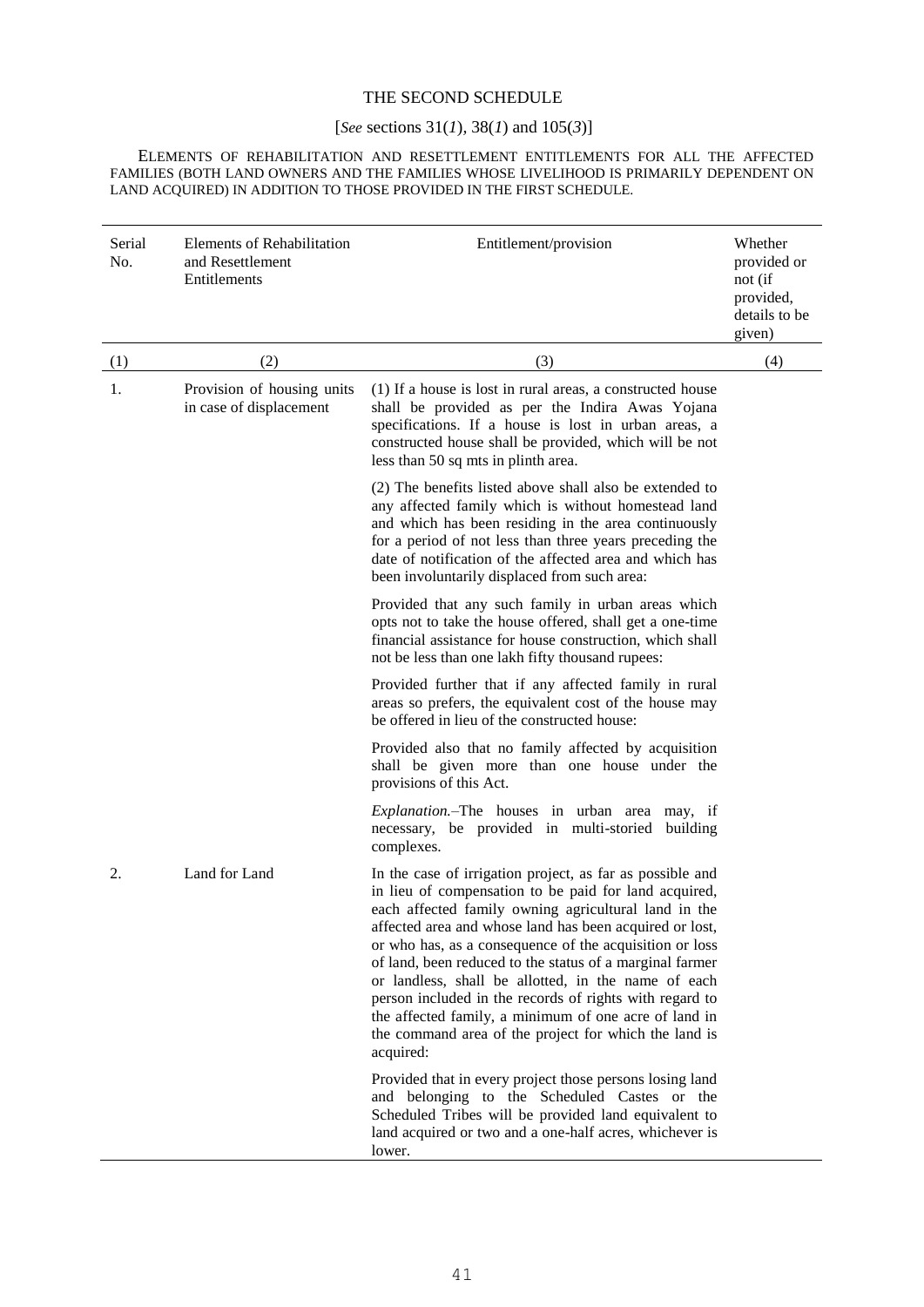# THE SECOND SCHEDULE

[*See* sections 31(*1*), 38(*1*) and 105(*3*)]

ELEMENTS OF REHABILITATION AND RESETTLEMENT ENTITLEMENTS FOR ALL THE AFFECTED FAMILIES (BOTH LAND OWNERS AND THE FAMILIES WHOSE LIVELIHOOD IS PRIMARILY DEPENDENT ON LAND ACQUIRED) IN ADDITION TO THOSE PROVIDED IN THE FIRST SCHEDULE.

| Serial No. | Elements of Rehabilitation and Resettlement Entitlements | Entitlement/provision | Whether provided or not (if provided, details to be given) |
|---|---|---|---|
| (1) | (2) | (3) | (4) |
| 1. | Provision of housing units in case of displacement | (1) If a house is lost in rural areas, a constructed house shall be provided as per the Indira Awas Yojana specifications. If a house is lost in urban areas, a constructed house shall be provided, which will be not less than 50 sq mts in plinth area. | |
| | | (2) The benefits listed above shall also be extended to any affected family which is without homestead land and which has been residing in the area continuously for a period of not less than three years preceding the date of notification of the affected area and which has been involuntarily displaced from such area: | |
| | | Provided that any such family in urban areas which opts not to take the house offered, shall get a one-time financial assistance for house construction, which shall not be less than one lakh fifty thousand rupees: | |
| | | Provided further that if any affected family in rural areas so prefers, the equivalent cost of the house may be offered in lieu of the constructed house: | |
| | | Provided also that no family affected by acquisition shall be given more than one house under the provisions of this Act. | |
| | | *Explanation.*–The houses in urban area may, if necessary, be provided in multi-storied building complexes. | |
| 2. | Land for Land | In the case of irrigation project, as far as possible and in lieu of compensation to be paid for land acquired, each affected family owning agricultural land in the affected area and whose land has been acquired or lost, or who has, as a consequence of the acquisition or loss of land, been reduced to the status of a marginal farmer or landless, shall be allotted, in the name of each person included in the records of rights with regard to the affected family, a minimum of one acre of land in the command area of the project for which the land is acquired: | |
| | | Provided that in every project those persons losing land and belonging to the Scheduled Castes or the Scheduled Tribes will be provided land equivalent to land acquired or two and a one-half acres, whichever is lower. | |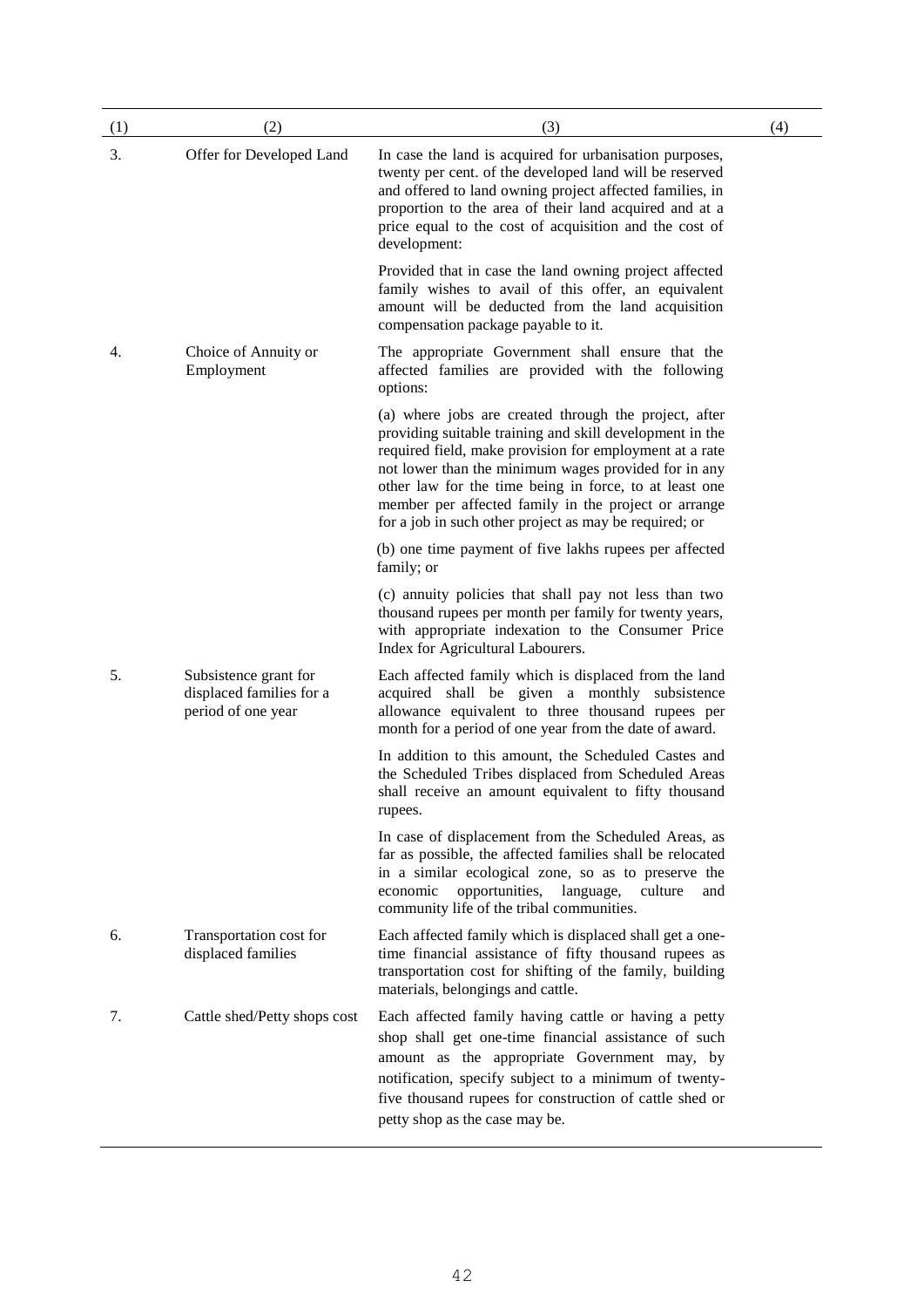| (1) | (2) | (3) | (4) |
|---|---|---|---|
| 3. | Offer for Developed Land | In case the land is acquired for urbanisation purposes, twenty per cent. of the developed land will be reserved and offered to land owning project affected families, in proportion to the area of their land acquired and at a price equal to the cost of acquisition and the cost of development: | |
| | | Provided that in case the land owning project affected family wishes to avail of this offer, an equivalent amount will be deducted from the land acquisition compensation package payable to it. | |
| 4. | Choice of Annuity or Employment | The appropriate Government shall ensure that the affected families are provided with the following options: | |
| | | (a) where jobs are created through the project, after providing suitable training and skill development in the required field, make provision for employment at a rate not lower than the minimum wages provided for in any other law for the time being in force, to at least one member per affected family in the project or arrange for a job in such other project as may be required; or | |
| | | (b) one time payment of five lakhs rupees per affected family; or | |
| | | (c) annuity policies that shall pay not less than two thousand rupees per month per family for twenty years, with appropriate indexation to the Consumer Price Index for Agricultural Labourers. | |
| 5. | Subsistence grant for displaced families for a period of one year | Each affected family which is displaced from the land acquired shall be given a monthly subsistence allowance equivalent to three thousand rupees per month for a period of one year from the date of award. | |
| | | In addition to this amount, the Scheduled Castes and the Scheduled Tribes displaced from Scheduled Areas shall receive an amount equivalent to fifty thousand rupees. | |
| | | In case of displacement from the Scheduled Areas, as far as possible, the affected families shall be relocated in a similar ecological zone, so as to preserve the economic opportunities, language, culture and community life of the tribal communities. | |
| 6. | Transportation cost for displaced families | Each affected family which is displaced shall get a one-time financial assistance of fifty thousand rupees as transportation cost for shifting of the family, building materials, belongings and cattle. | |
| 7. | Cattle shed/Petty shops cost | Each affected family having cattle or having a petty shop shall get one-time financial assistance of such amount as the appropriate Government may, by notification, specify subject to a minimum of twenty-five thousand rupees for construction of cattle shed or petty shop as the case may be. | |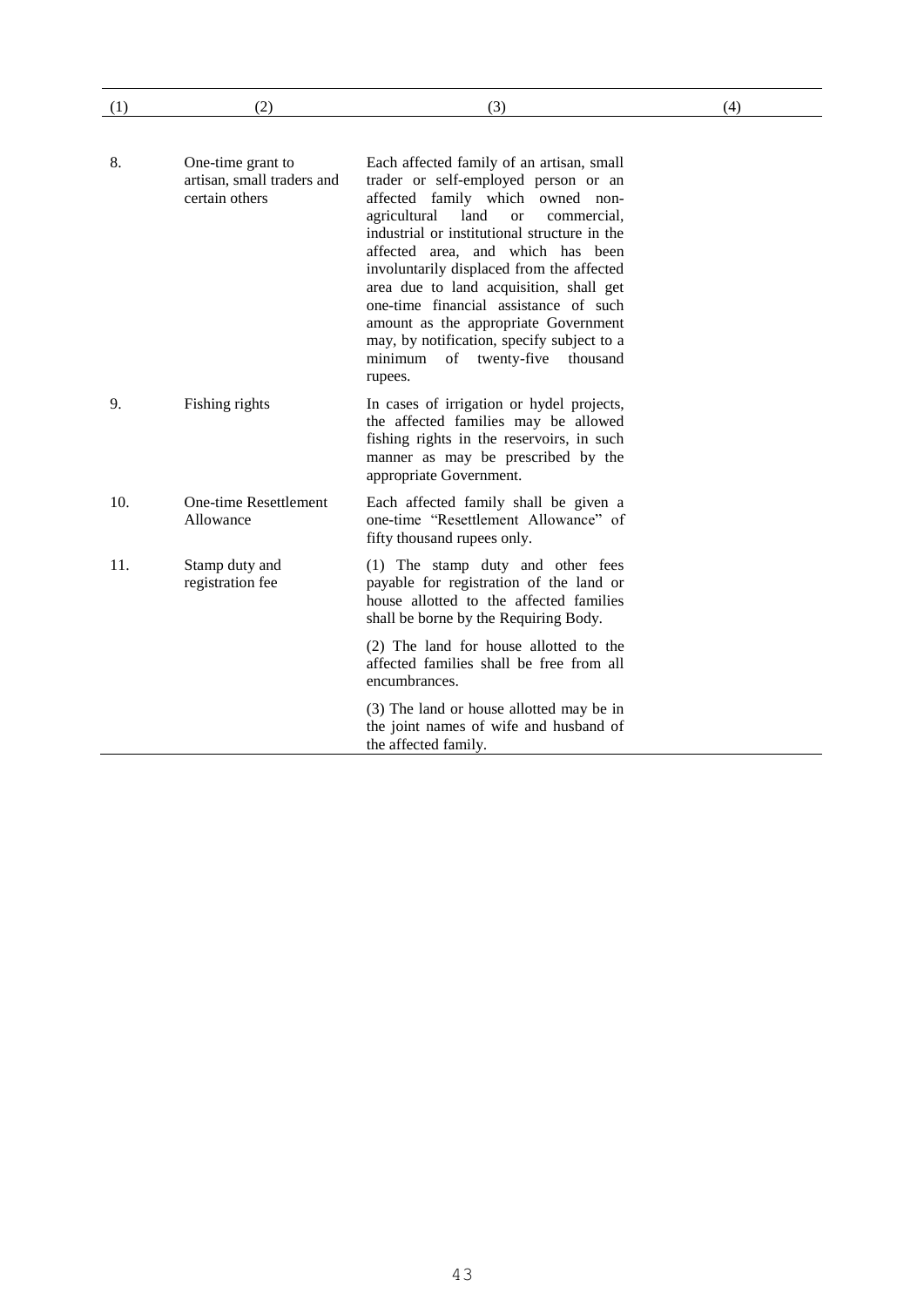| (1) | (2) | (3) | (4) |
|---|---|---|---|
| 8. | One-time grant to artisan, small traders and certain others | Each affected family of an artisan, small trader or self-employed person or an affected family which owned non-agricultural land or commercial, industrial or institutional structure in the affected area, and which has been involuntarily displaced from the affected area due to land acquisition, shall get one-time financial assistance of such amount as the appropriate Government may, by notification, specify subject to a minimum of twenty-five thousand rupees. | |
| 9. | Fishing rights | In cases of irrigation or hydel projects, the affected families may be allowed fishing rights in the reservoirs, in such manner as may be prescribed by the appropriate Government. | |
| 10. | One-time Resettlement Allowance | Each affected family shall be given a one-time "Resettlement Allowance" of fifty thousand rupees only. | |
| 11. | Stamp duty and registration fee | (1) The stamp duty and other fees payable for registration of the land or house allotted to the affected families shall be borne by the Requiring Body. | |
| | | (2) The land for house allotted to the affected families shall be free from all encumbrances. | |
| | | (3) The land or house allotted may be in the joint names of wife and husband of the affected family. | |